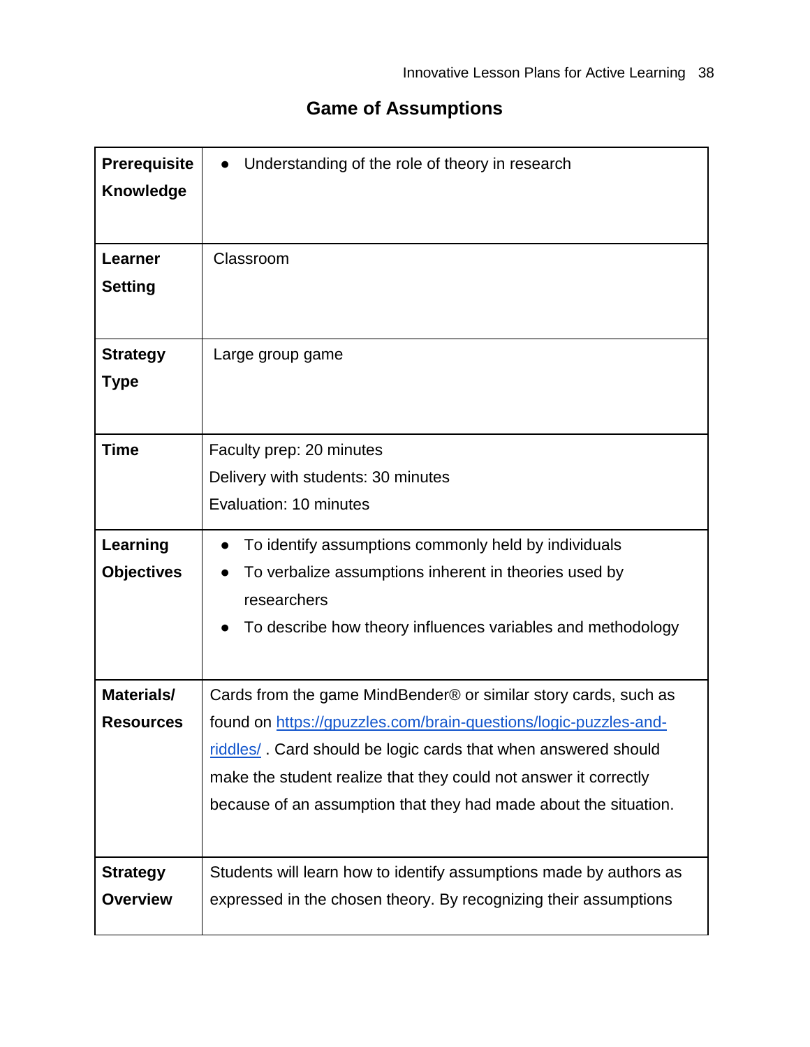# Game of Assumptions

| | |
|---|---|
| **Prerequisite Knowledge** | • Understanding of the role of theory in research |
| **Learner Setting** | Classroom |
| **Strategy Type** | Large group game |
| **Time** | Faculty prep: 20 minutes<br>Delivery with students: 30 minutes<br>Evaluation: 10 minutes |
| **Learning Objectives** | • To identify assumptions commonly held by individuals<br>• To verbalize assumptions inherent in theories used by researchers<br>• To describe how theory influences variables and methodology |
| **Materials/ Resources** | Cards from the game MindBender® or similar story cards, such as found on [https://gpuzzles.com/brain-questions/logic-puzzles-and-riddles/](https://gpuzzles.com/brain-questions/logic-puzzles-and-riddles/) . Card should be logic cards that when answered should make the student realize that they could not answer it correctly because of an assumption that they had made about the situation. |
| **Strategy Overview** | Students will learn how to identify assumptions made by authors as expressed in the chosen theory. By recognizing their assumptions |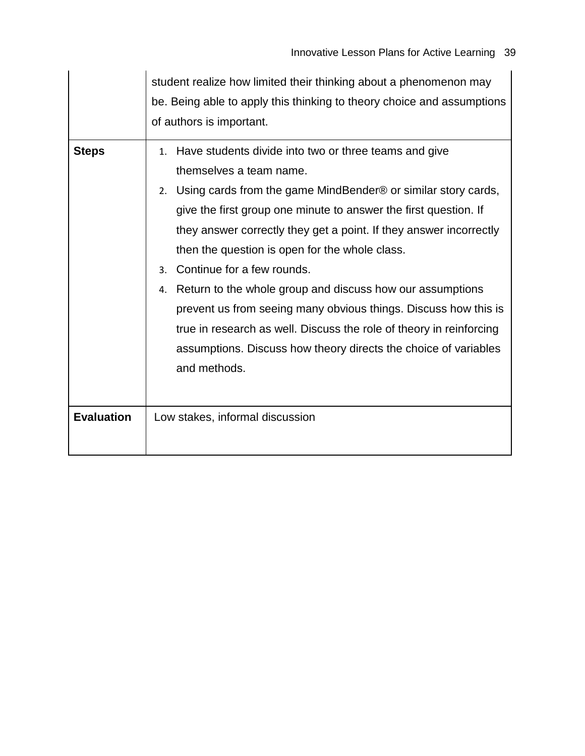| | |
|---|---|
| | student realize how limited their thinking about a phenomenon may be. Being able to apply this thinking to theory choice and assumptions of authors is important. |
| **Steps** | 1. Have students divide into two or three teams and give themselves a team name.<br>2. Using cards from the game MindBender® or similar story cards, give the first group one minute to answer the first question. If they answer correctly they get a point. If they answer incorrectly then the question is open for the whole class.<br>3. Continue for a few rounds.<br>4. Return to the whole group and discuss how our assumptions prevent us from seeing many obvious things. Discuss how this is true in research as well. Discuss the role of theory in reinforcing assumptions. Discuss how theory directs the choice of variables and methods. |
| **Evaluation** | Low stakes, informal discussion |